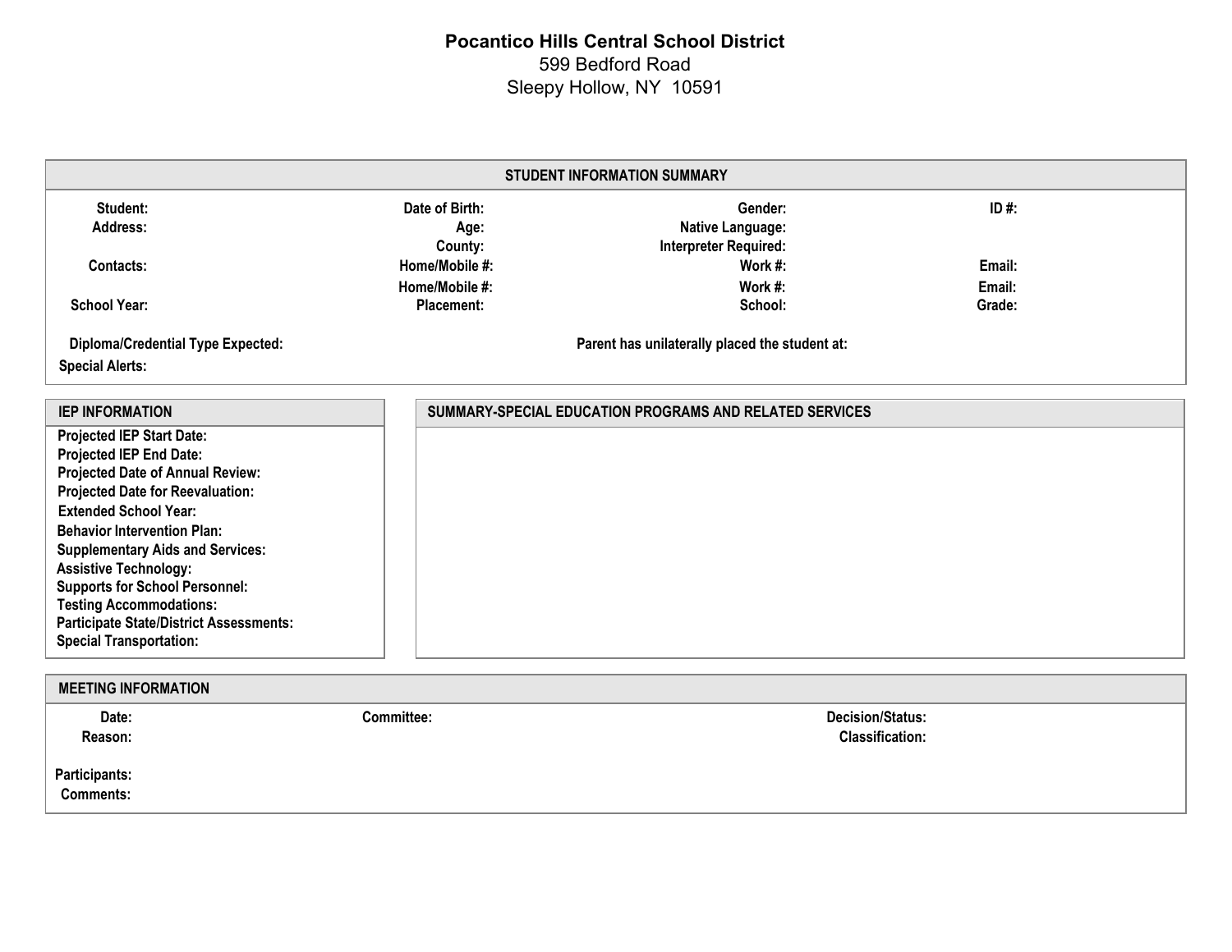**Pocantico Hills Central School District**
599 Bedford Road
Sleepy Hollow, NY 10591

## STUDENT INFORMATION SUMMARY

| | | | | | | | |
|---|---|---|---|---|---|---|---|
| **Student:** | | **Date of Birth:** | | **Gender:** | | **ID #:** | |
| **Address:** | | **Age:** | | **Native Language:** | | | |
| | | **County:** | | **Interpreter Required:** | | | |
| **Contacts:** | | **Home/Mobile #:** | | **Work #:** | | **Email:** | |
| | | **Home/Mobile #:** | | **Work #:** | | **Email:** | |
| **School Year:** | | **Placement:** | | **School:** | | **Grade:** | |

**Diploma/Credential Type Expected:**

**Parent has unilaterally placed the student at:**

**Special Alerts:**

## IEP INFORMATION

**Projected IEP Start Date:**
**Projected IEP End Date:**
**Projected Date of Annual Review:**
**Projected Date for Reevaluation:**
**Extended School Year:**
**Behavior Intervention Plan:**
**Supplementary Aids and Services:**
**Assistive Technology:**
**Supports for School Personnel:**
**Testing Accommodations:**
**Participate State/District Assessments:**
**Special Transportation:**

## SUMMARY-SPECIAL EDUCATION PROGRAMS AND RELATED SERVICES

## MEETING INFORMATION

| | | | | | |
|---|---|---|---|---|---|
| **Date:** | | **Committee:** | | **Decision/Status:** | |
| **Reason:** | | | | **Classification:** | |

**Participants:**
**Comments:**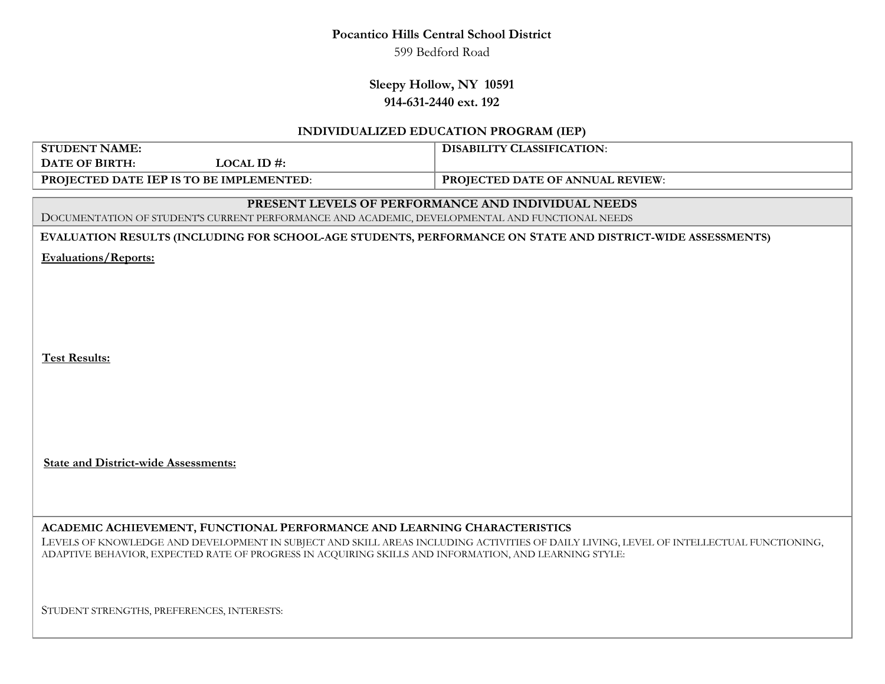**Pocantico Hills Central School District**

599 Bedford Road

**Sleepy Hollow, NY 10591**

**914-631-2440 ext. 192**

**INDIVIDUALIZED EDUCATION PROGRAM (IEP)**

| **STUDENT NAME:**<br>**DATE OF BIRTH:** **LOCAL ID #:** | **DISABILITY CLASSIFICATION**: |
|---|---|
| **PROJECTED DATE IEP IS TO BE IMPLEMENTED**: | **PROJECTED DATE OF ANNUAL REVIEW**: |

## PRESENT LEVELS OF PERFORMANCE AND INDIVIDUAL NEEDS

DOCUMENTATION OF STUDENT'S CURRENT PERFORMANCE AND ACADEMIC, DEVELOPMENTAL AND FUNCTIONAL NEEDS

### EVALUATION RESULTS (INCLUDING FOR SCHOOL-AGE STUDENTS, PERFORMANCE ON STATE AND DISTRICT-WIDE ASSESSMENTS)

**Evaluations/Reports:**

**Test Results:**

**State and District-wide Assessments:**

### ACADEMIC ACHIEVEMENT, FUNCTIONAL PERFORMANCE AND LEARNING CHARACTERISTICS

LEVELS OF KNOWLEDGE AND DEVELOPMENT IN SUBJECT AND SKILL AREAS INCLUDING ACTIVITIES OF DAILY LIVING, LEVEL OF INTELLECTUAL FUNCTIONING, ADAPTIVE BEHAVIOR, EXPECTED RATE OF PROGRESS IN ACQUIRING SKILLS AND INFORMATION, AND LEARNING STYLE:

STUDENT STRENGTHS, PREFERENCES, INTERESTS: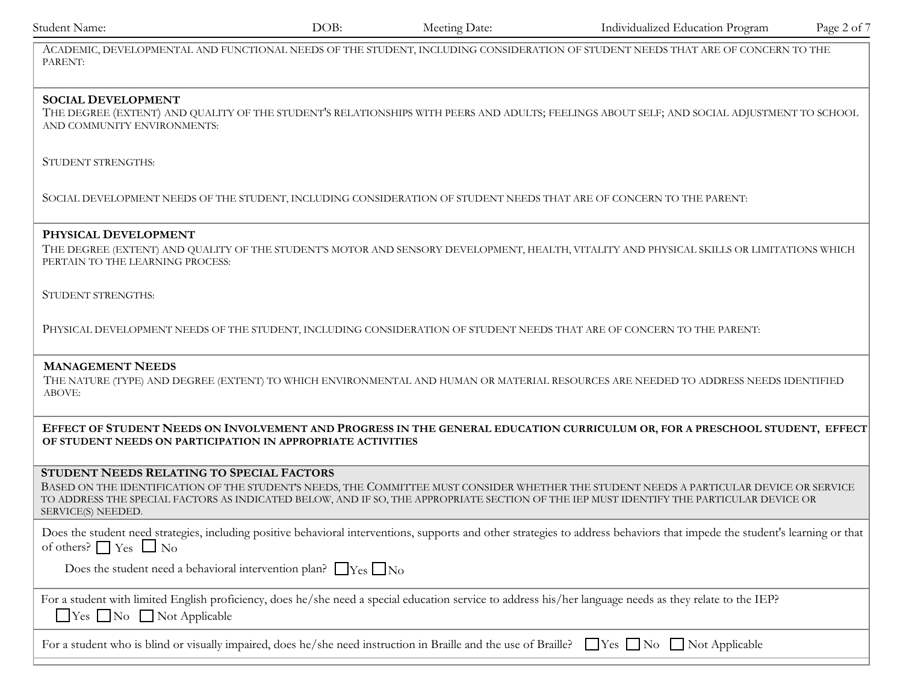ACADEMIC, DEVELOPMENTAL AND FUNCTIONAL NEEDS OF THE STUDENT, INCLUDING CONSIDERATION OF STUDENT NEEDS THAT ARE OF CONCERN TO THE PARENT:

### SOCIAL DEVELOPMENT

THE DEGREE (EXTENT) AND QUALITY OF THE STUDENT'S RELATIONSHIPS WITH PEERS AND ADULTS; FEELINGS ABOUT SELF; AND SOCIAL ADJUSTMENT TO SCHOOL AND COMMUNITY ENVIRONMENTS:

STUDENT STRENGTHS:

SOCIAL DEVELOPMENT NEEDS OF THE STUDENT, INCLUDING CONSIDERATION OF STUDENT NEEDS THAT ARE OF CONCERN TO THE PARENT:

### PHYSICAL DEVELOPMENT

THE DEGREE (EXTENT) AND QUALITY OF THE STUDENT'S MOTOR AND SENSORY DEVELOPMENT, HEALTH, VITALITY AND PHYSICAL SKILLS OR LIMITATIONS WHICH PERTAIN TO THE LEARNING PROCESS:

STUDENT STRENGTHS:

PHYSICAL DEVELOPMENT NEEDS OF THE STUDENT, INCLUDING CONSIDERATION OF STUDENT NEEDS THAT ARE OF CONCERN TO THE PARENT:

### MANAGEMENT NEEDS

THE NATURE (TYPE) AND DEGREE (EXTENT) TO WHICH ENVIRONMENTAL AND HUMAN OR MATERIAL RESOURCES ARE NEEDED TO ADDRESS NEEDS IDENTIFIED ABOVE:

### EFFECT OF STUDENT NEEDS ON INVOLVEMENT AND PROGRESS IN THE GENERAL EDUCATION CURRICULUM OR, FOR A PRESCHOOL STUDENT, EFFECT OF STUDENT NEEDS ON PARTICIPATION IN APPROPRIATE ACTIVITIES

### STUDENT NEEDS RELATING TO SPECIAL FACTORS

BASED ON THE IDENTIFICATION OF THE STUDENT'S NEEDS, THE COMMITTEE MUST CONSIDER WHETHER THE STUDENT NEEDS A PARTICULAR DEVICE OR SERVICE TO ADDRESS THE SPECIAL FACTORS AS INDICATED BELOW, AND IF SO, THE APPROPRIATE SECTION OF THE IEP MUST IDENTIFY THE PARTICULAR DEVICE OR SERVICE(S) NEEDED.

Does the student need strategies, including positive behavioral interventions, supports and other strategies to address behaviors that impede the student's learning or that of others? ☐ Yes ☐ No

Does the student need a behavioral intervention plan? ☐ Yes ☐ No

For a student with limited English proficiency, does he/she need a special education service to address his/her language needs as they relate to the IEP?
☐ Yes ☐ No ☐ Not Applicable

For a student who is blind or visually impaired, does he/she need instruction in Braille and the use of Braille? ☐ Yes ☐ No ☐ Not Applicable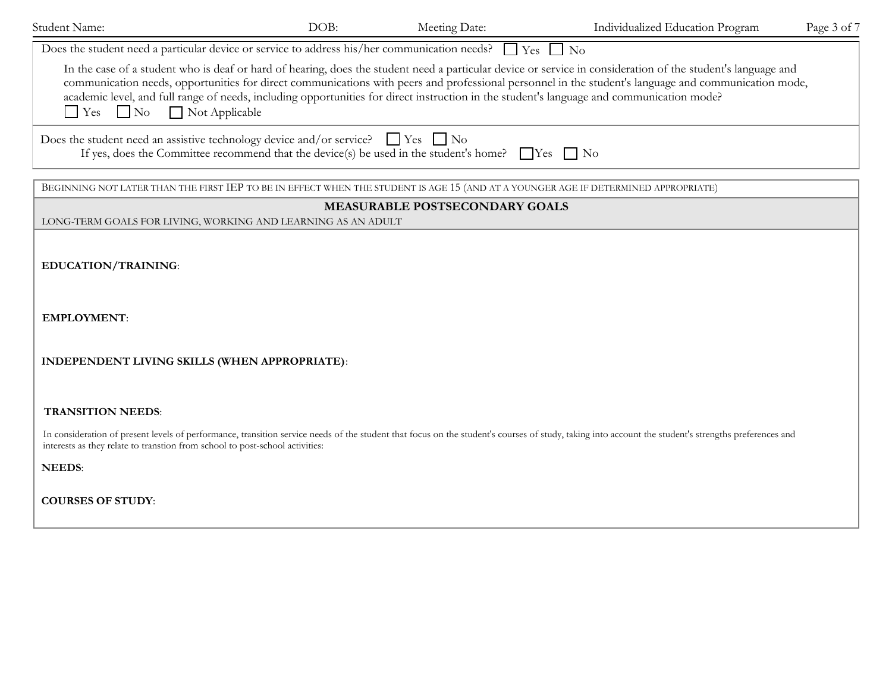Does the student need a particular device or service to address his/her communication needs? ☐ Yes ☐ No

In the case of a student who is deaf or hard of hearing, does the student need a particular device or service in consideration of the student's language and communication needs, opportunities for direct communications with peers and professional personnel in the student's language and communication mode, academic level, and full range of needs, including opportunities for direct instruction in the student's language and communication mode?
☐ Yes ☐ No ☐ Not Applicable

Does the student need an assistive technology device and/or service? ☐ Yes ☐ No
If yes, does the Committee recommend that the device(s) be used in the student's home? ☐ Yes ☐ No

BEGINNING NOT LATER THAN THE FIRST IEP TO BE IN EFFECT WHEN THE STUDENT IS AGE 15 (AND AT A YOUNGER AGE IF DETERMINED APPROPRIATE)

## MEASURABLE POSTSECONDARY GOALS

LONG-TERM GOALS FOR LIVING, WORKING AND LEARNING AS AN ADULT

**EDUCATION/TRAINING**:

**EMPLOYMENT**:

**INDEPENDENT LIVING SKILLS (WHEN APPROPRIATE)**:

**TRANSITION NEEDS**:

In consideration of present levels of performance, transition service needs of the student that focus on the student's courses of study, taking into account the student's strengths preferences and interests as they relate to transtion from school to post-school activities:

**NEEDS**:

**COURSES OF STUDY**: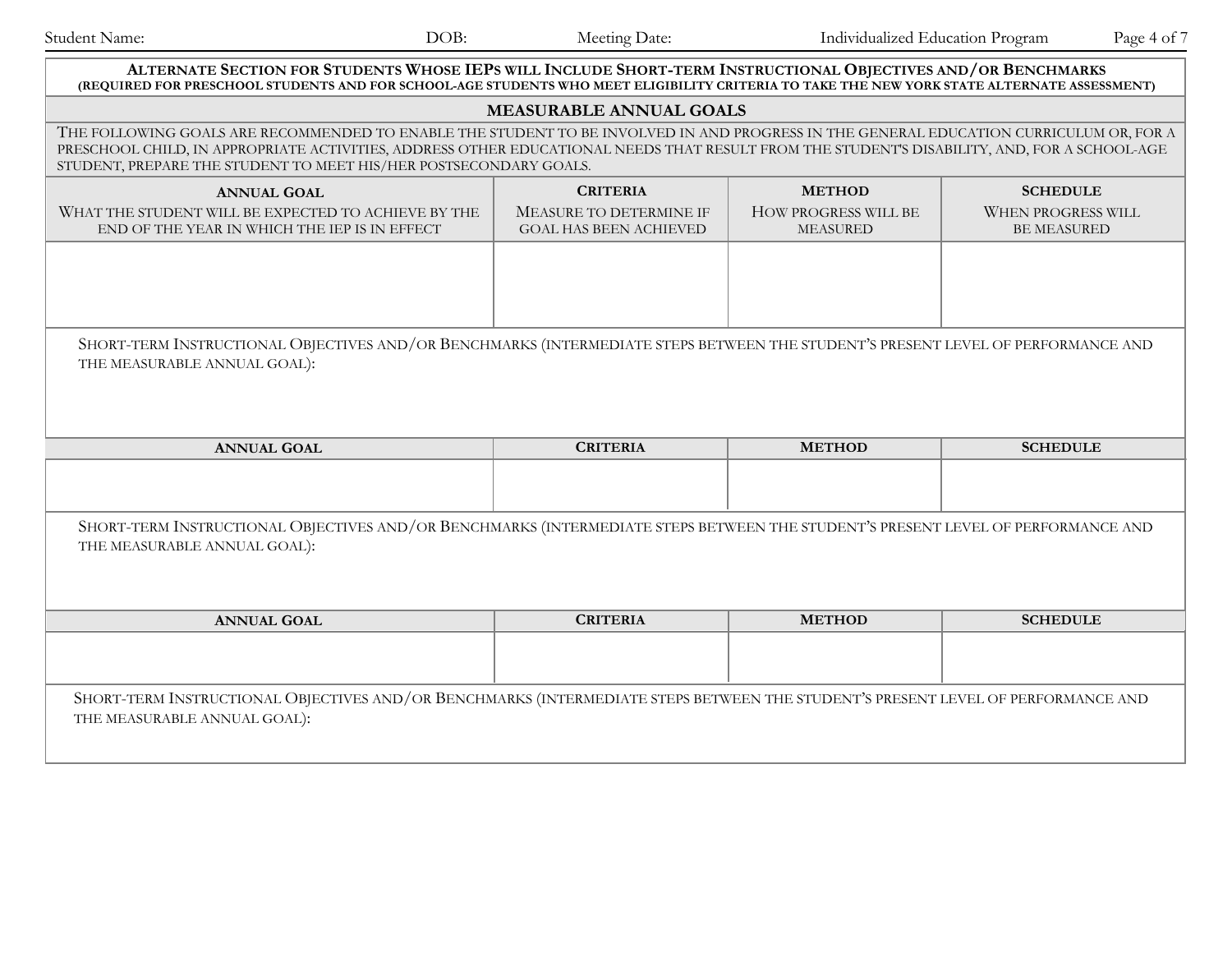## Alternate Section for Students Whose IEPs will Include Short-term Instructional Objectives and/or Benchmarks

**(REQUIRED FOR PRESCHOOL STUDENTS AND FOR SCHOOL-AGE STUDENTS WHO MEET ELIGIBILITY CRITERIA TO TAKE THE NEW YORK STATE ALTERNATE ASSESSMENT)**

### MEASURABLE ANNUAL GOALS

THE FOLLOWING GOALS ARE RECOMMENDED TO ENABLE THE STUDENT TO BE INVOLVED IN AND PROGRESS IN THE GENERAL EDUCATION CURRICULUM OR, FOR A PRESCHOOL CHILD, IN APPROPRIATE ACTIVITIES, ADDRESS OTHER EDUCATIONAL NEEDS THAT RESULT FROM THE STUDENT'S DISABILITY, AND, FOR A SCHOOL-AGE STUDENT, PREPARE THE STUDENT TO MEET HIS/HER POSTSECONDARY GOALS.

| **ANNUAL GOAL**<br>WHAT THE STUDENT WILL BE EXPECTED TO ACHIEVE BY THE END OF THE YEAR IN WHICH THE IEP IS IN EFFECT | **CRITERIA**<br>MEASURE TO DETERMINE IF GOAL HAS BEEN ACHIEVED | **METHOD**<br>HOW PROGRESS WILL BE MEASURED | **SCHEDULE**<br>WHEN PROGRESS WILL BE MEASURED |
|---|---|---|---|
| | | | |

SHORT-TERM INSTRUCTIONAL OBJECTIVES AND/OR BENCHMARKS (INTERMEDIATE STEPS BETWEEN THE STUDENT'S PRESENT LEVEL OF PERFORMANCE AND THE MEASURABLE ANNUAL GOAL):

| **ANNUAL GOAL** | **CRITERIA** | **METHOD** | **SCHEDULE** |
|---|---|---|---|
| | | | |

SHORT-TERM INSTRUCTIONAL OBJECTIVES AND/OR BENCHMARKS (INTERMEDIATE STEPS BETWEEN THE STUDENT'S PRESENT LEVEL OF PERFORMANCE AND THE MEASURABLE ANNUAL GOAL):

| **ANNUAL GOAL** | **CRITERIA** | **METHOD** | **SCHEDULE** |
|---|---|---|---|
| | | | |

SHORT-TERM INSTRUCTIONAL OBJECTIVES AND/OR BENCHMARKS (INTERMEDIATE STEPS BETWEEN THE STUDENT'S PRESENT LEVEL OF PERFORMANCE AND THE MEASURABLE ANNUAL GOAL):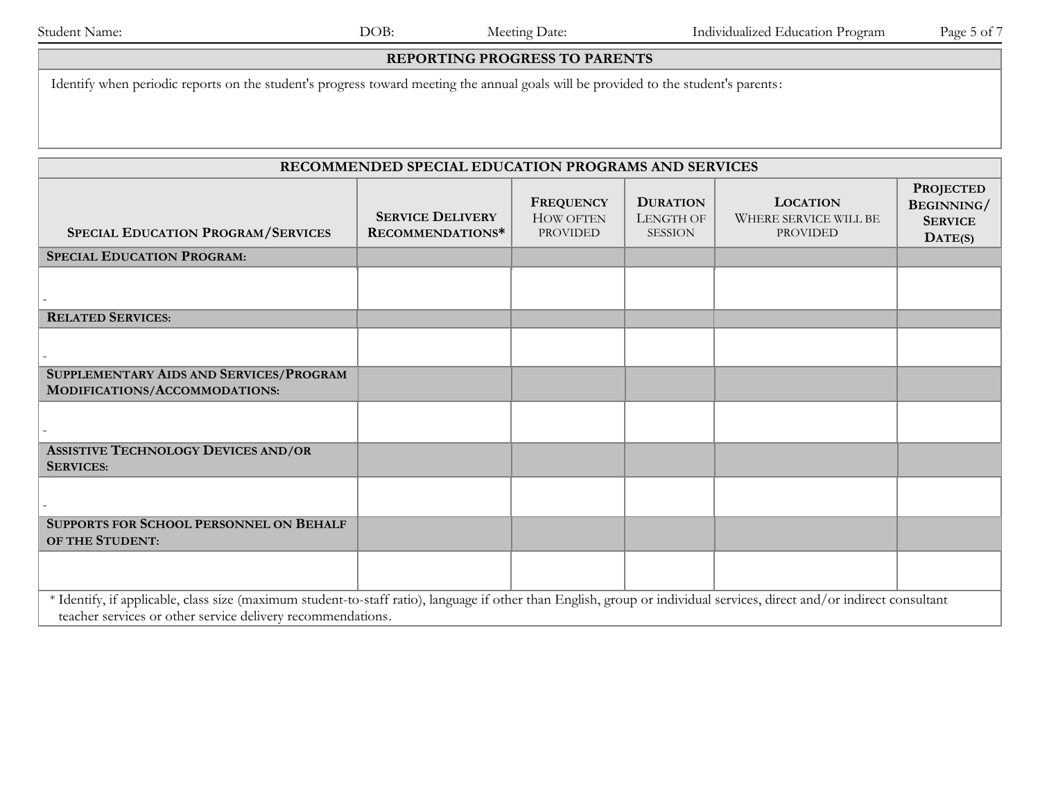## REPORTING PROGRESS TO PARENTS

Identify when periodic reports on the student's progress toward meeting the annual goals will be provided to the student's parents:

## RECOMMENDED SPECIAL EDUCATION PROGRAMS AND SERVICES

| SPECIAL EDUCATION PROGRAM/SERVICES | SERVICE DELIVERY RECOMMENDATIONS* | FREQUENCY HOW OFTEN PROVIDED | DURATION LENGTH OF SESSION | LOCATION WHERE SERVICE WILL BE PROVIDED | PROJECTED BEGINNING/ SERVICE DATE(S) |
|---|---|---|---|---|---|
| **SPECIAL EDUCATION PROGRAM:** | | | | | |
| - | | | | | |
| **RELATED SERVICES:** | | | | | |
| - | | | | | |
| **SUPPLEMENTARY AIDS AND SERVICES/PROGRAM MODIFICATIONS/ACCOMMODATIONS:** | | | | | |
| - | | | | | |
| **ASSISTIVE TECHNOLOGY DEVICES AND/OR SERVICES:** | | | | | |
| - | | | | | |
| **SUPPORTS FOR SCHOOL PERSONNEL ON BEHALF OF THE STUDENT:** | | | | | |
| | | | | | |

* Identify, if applicable, class size (maximum student-to-staff ratio), language if other than English, group or individual services, direct and/or indirect consultant teacher services or other service delivery recommendations.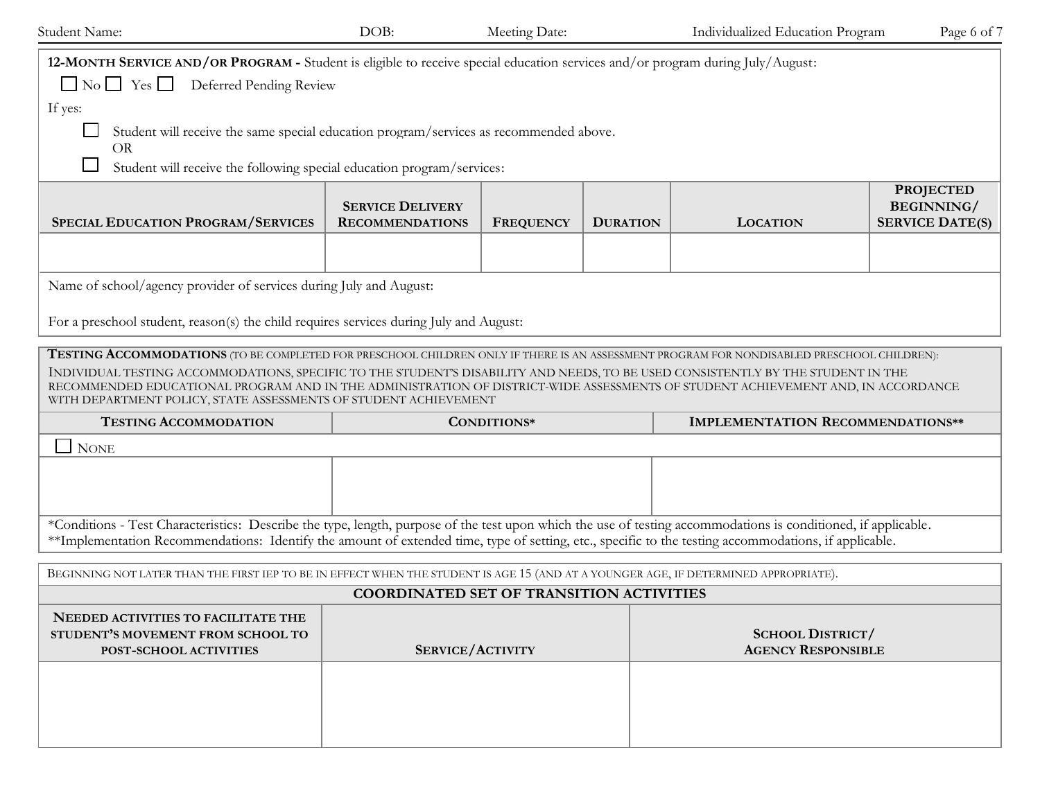**12-MONTH SERVICE AND/OR PROGRAM -** Student is eligible to receive special education services and/or program during July/August:

☐ No ☐ Yes ☐ Deferred Pending Review

If yes:

☐ Student will receive the same special education program/services as recommended above.

OR

☐ Student will receive the following special education program/services:

| SPECIAL EDUCATION PROGRAM/SERVICES | SERVICE DELIVERY RECOMMENDATIONS | FREQUENCY | DURATION | LOCATION | PROJECTED BEGINNING/ SERVICE DATE(S) |
| --- | --- | --- | --- | --- | --- |
| | | | | | |

Name of school/agency provider of services during July and August:

For a preschool student, reason(s) the child requires services during July and August:

**TESTING ACCOMMODATIONS** (TO BE COMPLETED FOR PRESCHOOL CHILDREN ONLY IF THERE IS AN ASSESSMENT PROGRAM FOR NONDISABLED PRESCHOOL CHILDREN):

INDIVIDUAL TESTING ACCOMMODATIONS, SPECIFIC TO THE STUDENT'S DISABILITY AND NEEDS, TO BE USED CONSISTENTLY BY THE STUDENT IN THE RECOMMENDED EDUCATIONAL PROGRAM AND IN THE ADMINISTRATION OF DISTRICT-WIDE ASSESSMENTS OF STUDENT ACHIEVEMENT AND, IN ACCORDANCE WITH DEPARTMENT POLICY, STATE ASSESSMENTS OF STUDENT ACHIEVEMENT

| TESTING ACCOMMODATION | CONDITIONS* | IMPLEMENTATION RECOMMENDATIONS** |
| --- | --- | --- |
| ☐ NONE | | |
| | | |

*Conditions - Test Characteristics: Describe the type, length, purpose of the test upon which the use of testing accommodations is conditioned, if applicable.
**Implementation Recommendations: Identify the amount of extended time, type of setting, etc., specific to the testing accommodations, if applicable.

BEGINNING NOT LATER THAN THE FIRST IEP TO BE IN EFFECT WHEN THE STUDENT IS AGE 15 (AND AT A YOUNGER AGE, IF DETERMINED APPROPRIATE).

**COORDINATED SET OF TRANSITION ACTIVITIES**

| NEEDED ACTIVITIES TO FACILITATE THE STUDENT'S MOVEMENT FROM SCHOOL TO POST-SCHOOL ACTIVITIES | SERVICE/ACTIVITY | SCHOOL DISTRICT/ AGENCY RESPONSIBLE |
| --- | --- | --- |
| | | |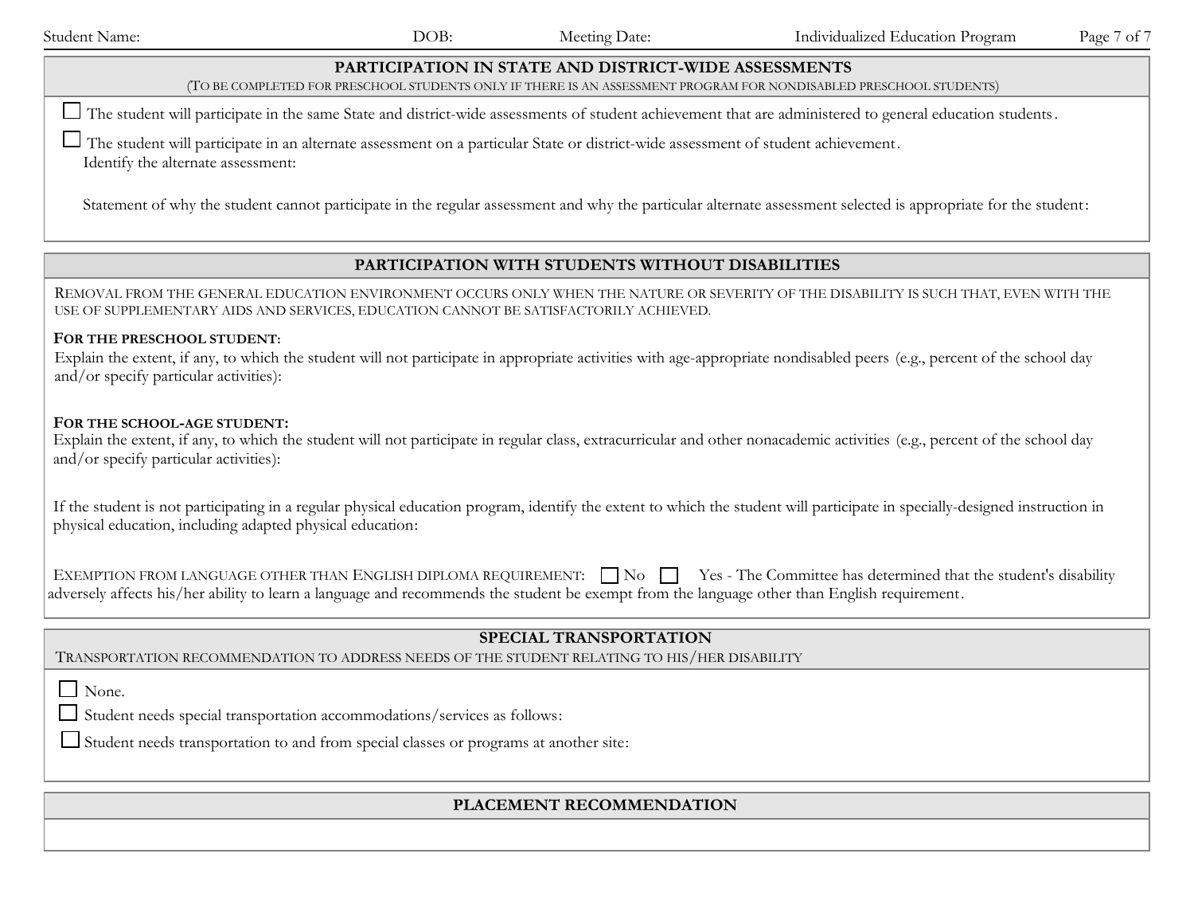## PARTICIPATION IN STATE AND DISTRICT-WIDE ASSESSMENTS

(TO BE COMPLETED FOR PRESCHOOL STUDENTS ONLY IF THERE IS AN ASSESSMENT PROGRAM FOR NONDISABLED PRESCHOOL STUDENTS)

☐ The student will participate in the same State and district-wide assessments of student achievement that are administered to general education students.

☐ The student will participate in an alternate assessment on a particular State or district-wide assessment of student achievement.
Identify the alternate assessment:

Statement of why the student cannot participate in the regular assessment and why the particular alternate assessment selected is appropriate for the student:

## PARTICIPATION WITH STUDENTS WITHOUT DISABILITIES

REMOVAL FROM THE GENERAL EDUCATION ENVIRONMENT OCCURS ONLY WHEN THE NATURE OR SEVERITY OF THE DISABILITY IS SUCH THAT, EVEN WITH THE USE OF SUPPLEMENTARY AIDS AND SERVICES, EDUCATION CANNOT BE SATISFACTORILY ACHIEVED.

**FOR THE PRESCHOOL STUDENT:**
Explain the extent, if any, to which the student will not participate in appropriate activities with age-appropriate nondisabled peers (e.g., percent of the school day and/or specify particular activities):

**FOR THE SCHOOL-AGE STUDENT:**
Explain the extent, if any, to which the student will not participate in regular class, extracurricular and other nonacademic activities (e.g., percent of the school day and/or specify particular activities):

If the student is not participating in a regular physical education program, identify the extent to which the student will participate in specially-designed instruction in physical education, including adapted physical education:

EXEMPTION FROM LANGUAGE OTHER THAN ENGLISH DIPLOMA REQUIREMENT: ☐ No ☐ Yes - The Committee has determined that the student's disability adversely affects his/her ability to learn a language and recommends the student be exempt from the language other than English requirement.

## SPECIAL TRANSPORTATION

TRANSPORTATION RECOMMENDATION TO ADDRESS NEEDS OF THE STUDENT RELATING TO HIS/HER DISABILITY

☐ None.

☐ Student needs special transportation accommodations/services as follows:

☐ Student needs transportation to and from special classes or programs at another site:

## PLACEMENT RECOMMENDATION